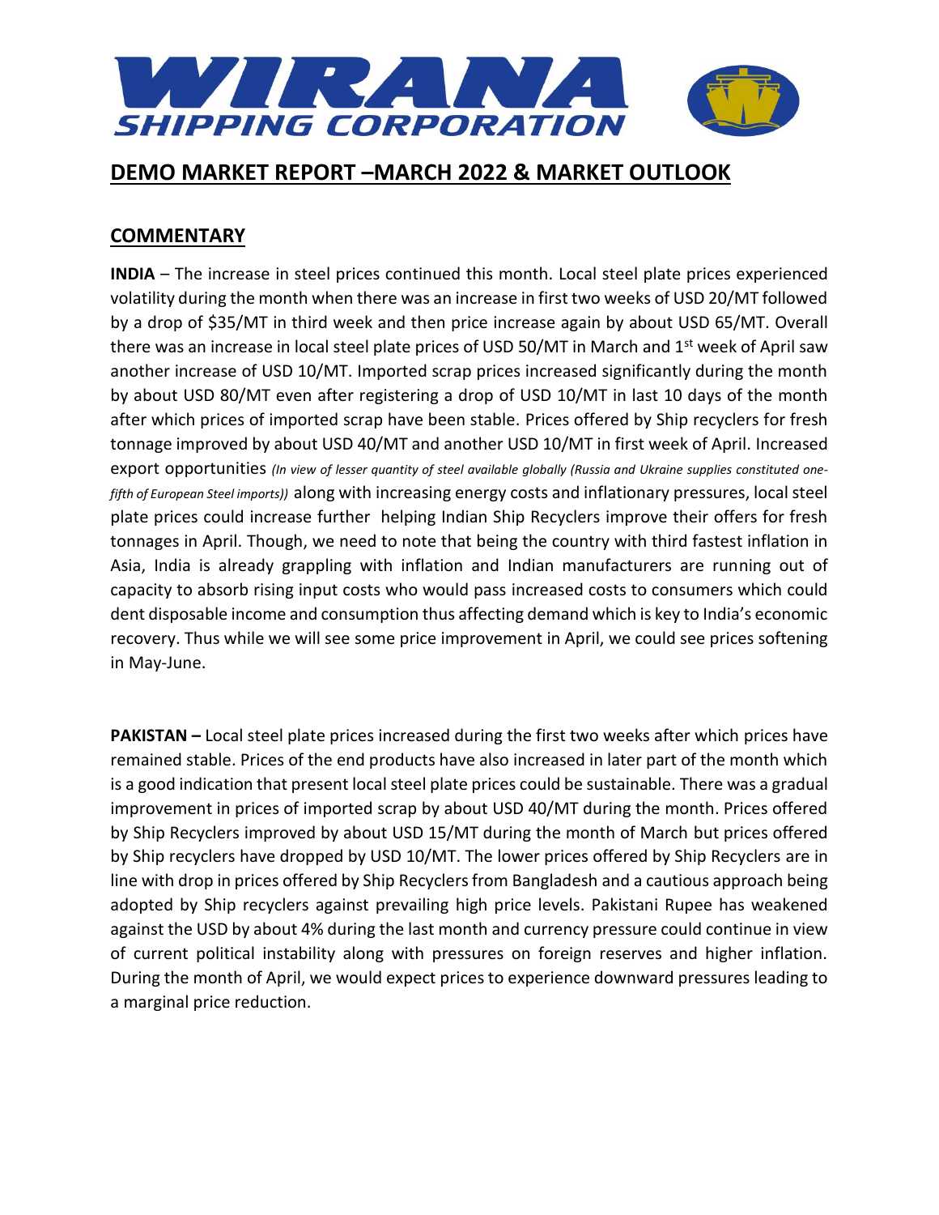# WIRANA SHIPPING CORPORATION

## DEMO MARKET REPORT –MARCH 2022 & MARKET OUTLOOK

## COMMENTARY

**INDIA** – The increase in steel prices continued this month. Local steel plate prices experienced volatility during the month when there was an increase in first two weeks of USD 20/MT followed by a drop of $35/MT in third week and then price increase again by about USD 65/MT. Overall there was an increase in local steel plate prices of USD 50/MT in March and 1st week of April saw another increase of USD 10/MT. Imported scrap prices increased significantly during the month by about USD 80/MT even after registering a drop of USD 10/MT in last 10 days of the month after which prices of imported scrap have been stable. Prices offered by Ship recyclers for fresh tonnage improved by about USD 40/MT and another USD 10/MT in first week of April. Increased export opportunities *(In view of lesser quantity of steel available globally (Russia and Ukraine supplies constituted one-fifth of European Steel imports))* along with increasing energy costs and inflationary pressures, local steel plate prices could increase further helping Indian Ship Recyclers improve their offers for fresh tonnages in April. Though, we need to note that being the country with third fastest inflation in Asia, India is already grappling with inflation and Indian manufacturers are running out of capacity to absorb rising input costs who would pass increased costs to consumers which could dent disposable income and consumption thus affecting demand which is key to India's economic recovery. Thus while we will see some price improvement in April, we could see prices softening in May-June.

**PAKISTAN –** Local steel plate prices increased during the first two weeks after which prices have remained stable. Prices of the end products have also increased in later part of the month which is a good indication that present local steel plate prices could be sustainable. There was a gradual improvement in prices of imported scrap by about USD 40/MT during the month. Prices offered by Ship Recyclers improved by about USD 15/MT during the month of March but prices offered by Ship recyclers have dropped by USD 10/MT. The lower prices offered by Ship Recyclers are in line with drop in prices offered by Ship Recyclers from Bangladesh and a cautious approach being adopted by Ship recyclers against prevailing high price levels. Pakistani Rupee has weakened against the USD by about 4% during the last month and currency pressure could continue in view of current political instability along with pressures on foreign reserves and higher inflation. During the month of April, we would expect prices to experience downward pressures leading to a marginal price reduction.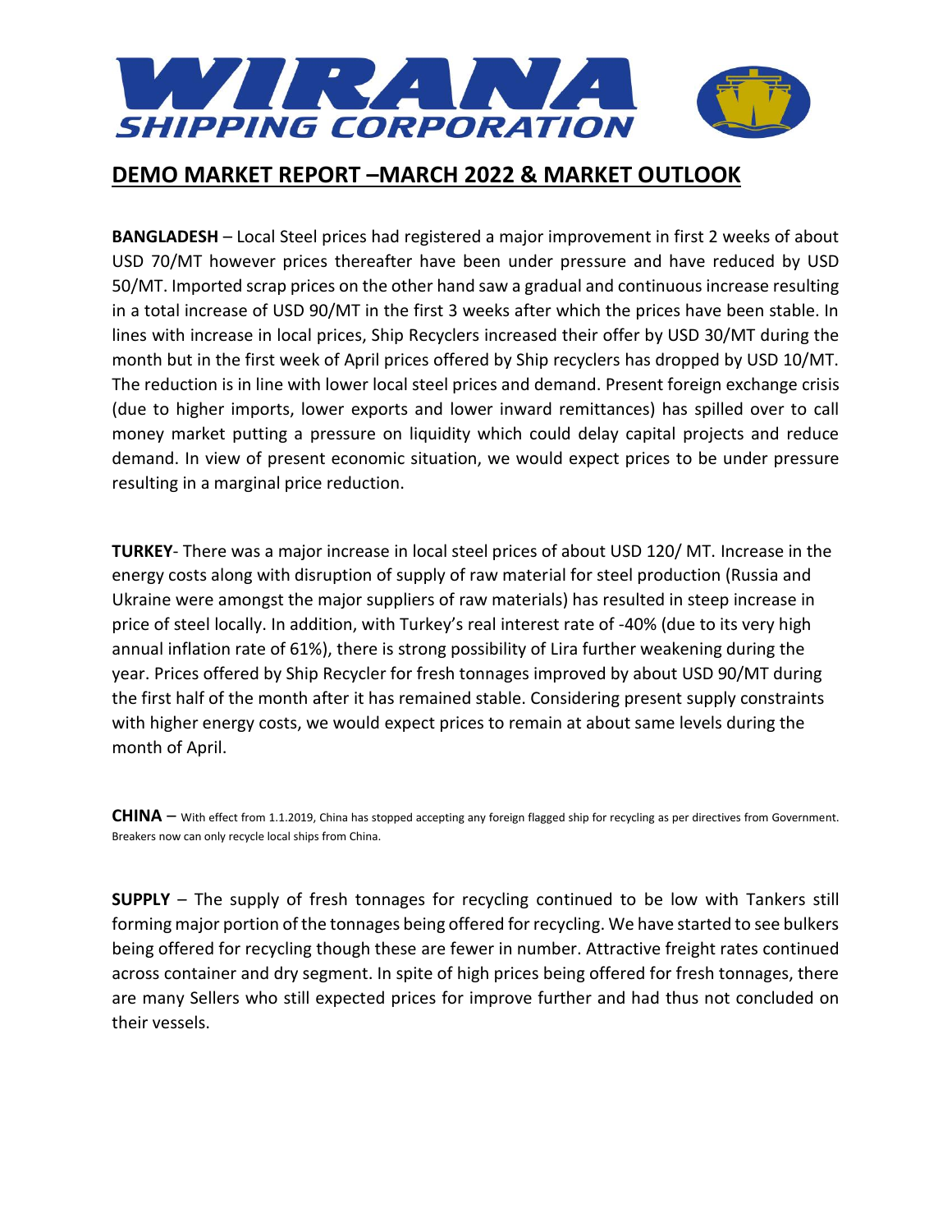# WIRANA SHIPPING CORPORATION

## DEMO MARKET REPORT –MARCH 2022 & MARKET OUTLOOK

**BANGLADESH** – Local Steel prices had registered a major improvement in first 2 weeks of about USD 70/MT however prices thereafter have been under pressure and have reduced by USD 50/MT. Imported scrap prices on the other hand saw a gradual and continuous increase resulting in a total increase of USD 90/MT in the first 3 weeks after which the prices have been stable. In lines with increase in local prices, Ship Recyclers increased their offer by USD 30/MT during the month but in the first week of April prices offered by Ship recyclers has dropped by USD 10/MT. The reduction is in line with lower local steel prices and demand. Present foreign exchange crisis (due to higher imports, lower exports and lower inward remittances) has spilled over to call money market putting a pressure on liquidity which could delay capital projects and reduce demand. In view of present economic situation, we would expect prices to be under pressure resulting in a marginal price reduction.

**TURKEY**- There was a major increase in local steel prices of about USD 120/ MT. Increase in the energy costs along with disruption of supply of raw material for steel production (Russia and Ukraine were amongst the major suppliers of raw materials) has resulted in steep increase in price of steel locally. In addition, with Turkey's real interest rate of -40% (due to its very high annual inflation rate of 61%), there is strong possibility of Lira further weakening during the year. Prices offered by Ship Recycler for fresh tonnages improved by about USD 90/MT during the first half of the month after it has remained stable. Considering present supply constraints with higher energy costs, we would expect prices to remain at about same levels during the month of April.

**CHINA** – With effect from 1.1.2019, China has stopped accepting any foreign flagged ship for recycling as per directives from Government. Breakers now can only recycle local ships from China.

**SUPPLY** – The supply of fresh tonnages for recycling continued to be low with Tankers still forming major portion of the tonnages being offered for recycling. We have started to see bulkers being offered for recycling though these are fewer in number. Attractive freight rates continued across container and dry segment. In spite of high prices being offered for fresh tonnages, there are many Sellers who still expected prices for improve further and had thus not concluded on their vessels.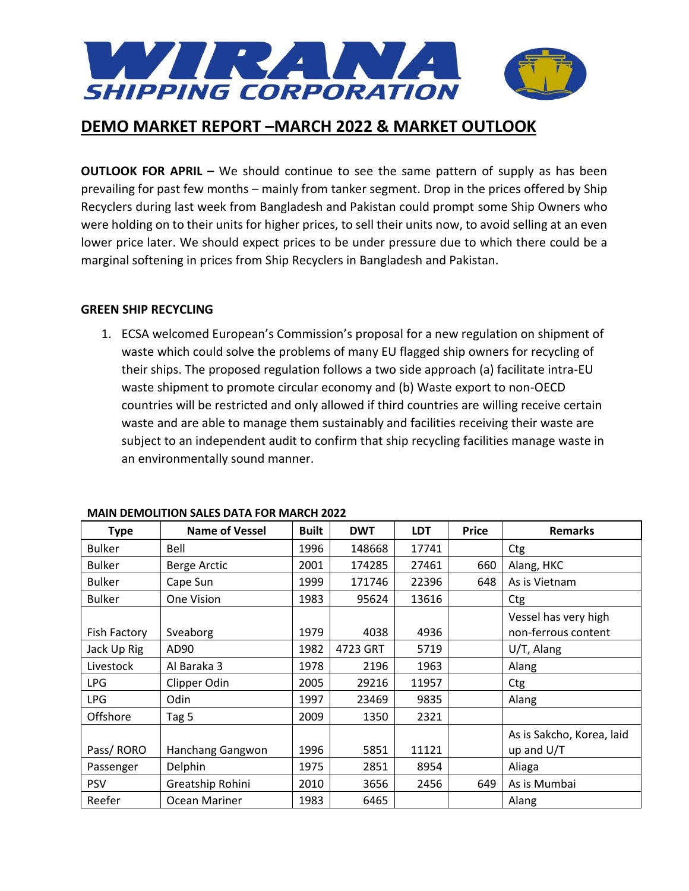# WIRANA SHIPPING CORPORATION

## DEMO MARKET REPORT –MARCH 2022 & MARKET OUTLOOK

**OUTLOOK FOR APRIL –** We should continue to see the same pattern of supply as has been prevailing for past few months – mainly from tanker segment. Drop in the prices offered by Ship Recyclers during last week from Bangladesh and Pakistan could prompt some Ship Owners who were holding on to their units for higher prices, to sell their units now, to avoid selling at an even lower price later. We should expect prices to be under pressure due to which there could be a marginal softening in prices from Ship Recyclers in Bangladesh and Pakistan.

**GREEN SHIP RECYCLING**

1. ECSA welcomed European's Commission's proposal for a new regulation on shipment of waste which could solve the problems of many EU flagged ship owners for recycling of their ships. The proposed regulation follows a two side approach (a) facilitate intra-EU waste shipment to promote circular economy and (b) Waste export to non-OECD countries will be restricted and only allowed if third countries are willing receive certain waste and are able to manage them sustainably and facilities receiving their waste are subject to an independent audit to confirm that ship recycling facilities manage waste in an environmentally sound manner.

**MAIN DEMOLITION SALES DATA FOR MARCH 2022**

| Type | Name of Vessel | Built | DWT | LDT | Price | Remarks |
|---|---|---|---|---|---|---|
| Bulker | Bell | 1996 | 148668 | 17741 | | Ctg |
| Bulker | Berge Arctic | 2001 | 174285 | 27461 | 660 | Alang, HKC |
| Bulker | Cape Sun | 1999 | 171746 | 22396 | 648 | As is Vietnam |
| Bulker | One Vision | 1983 | 95624 | 13616 | | Ctg |
| Fish Factory | Sveaborg | 1979 | 4038 | 4936 | | Vessel has very high non-ferrous content |
| Jack Up Rig | AD90 | 1982 | 4723 GRT | 5719 | | U/T, Alang |
| Livestock | Al Baraka 3 | 1978 | 2196 | 1963 | | Alang |
| LPG | Clipper Odin | 2005 | 29216 | 11957 | | Ctg |
| LPG | Odin | 1997 | 23469 | 9835 | | Alang |
| Offshore | Tag 5 | 2009 | 1350 | 2321 | | |
| Pass/ RORO | Hanchang Gangwon | 1996 | 5851 | 11121 | | As is Sakcho, Korea, laid up and U/T |
| Passenger | Delphin | 1975 | 2851 | 8954 | | Aliaga |
| PSV | Greatship Rohini | 2010 | 3656 | 2456 | 649 | As is Mumbai |
| Reefer | Ocean Mariner | 1983 | 6465 | | | Alang |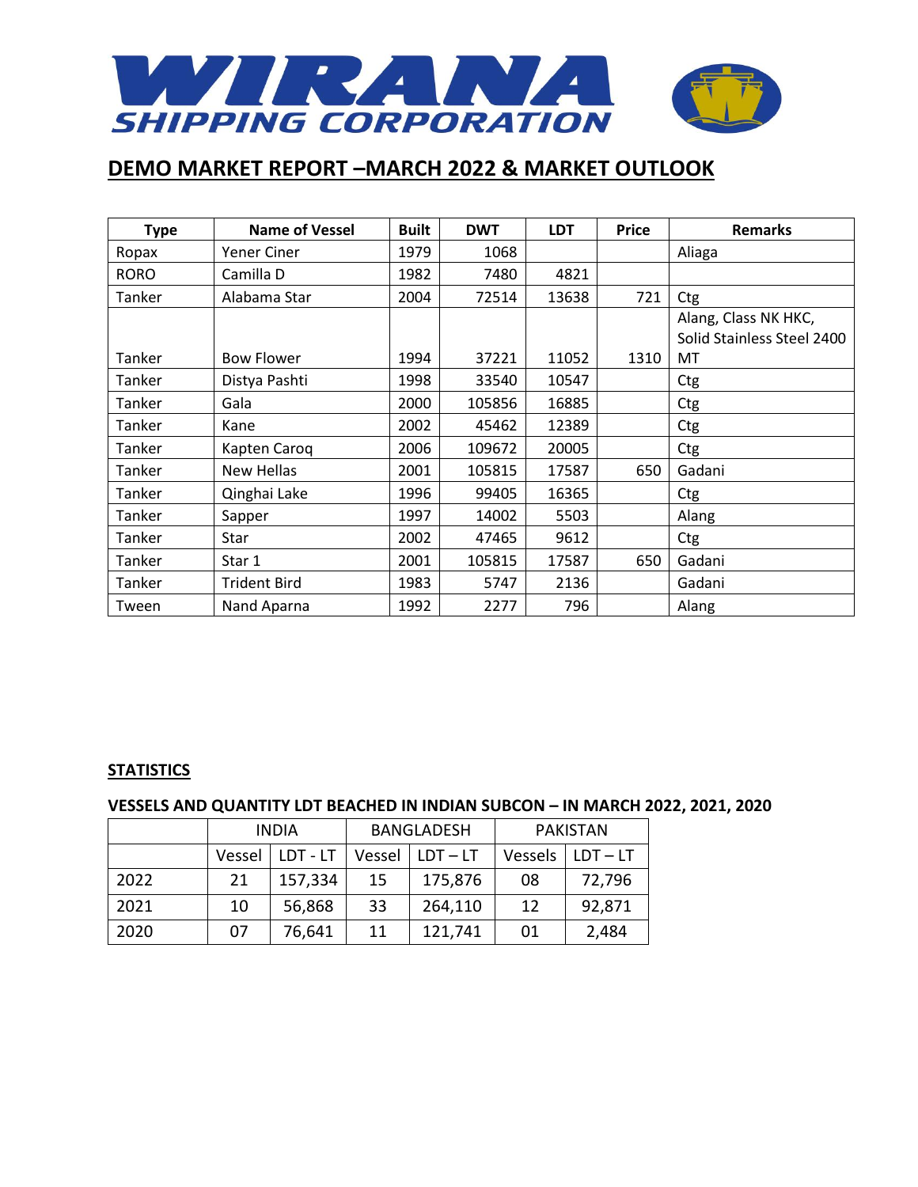# WIRANA SHIPPING CORPORATION

## DEMO MARKET REPORT –MARCH 2022 & MARKET OUTLOOK

| Type | Name of Vessel | Built | DWT | LDT | Price | Remarks |
|---|---|---|---|---|---|---|
| Ropax | Yener Ciner | 1979 | 1068 | | | Aliaga |
| RORO | Camilla D | 1982 | 7480 | 4821 | | |
| Tanker | Alabama Star | 2004 | 72514 | 13638 | 721 | Ctg |
| Tanker | Bow Flower | 1994 | 37221 | 11052 | 1310 | Alang, Class NK HKC, Solid Stainless Steel 2400 MT |
| Tanker | Distya Pashti | 1998 | 33540 | 10547 | | Ctg |
| Tanker | Gala | 2000 | 105856 | 16885 | | Ctg |
| Tanker | Kane | 2002 | 45462 | 12389 | | Ctg |
| Tanker | Kapten Caroq | 2006 | 109672 | 20005 | | Ctg |
| Tanker | New Hellas | 2001 | 105815 | 17587 | 650 | Gadani |
| Tanker | Qinghai Lake | 1996 | 99405 | 16365 | | Ctg |
| Tanker | Sapper | 1997 | 14002 | 5503 | | Alang |
| Tanker | Star | 2002 | 47465 | 9612 | | Ctg |
| Tanker | Star 1 | 2001 | 105815 | 17587 | 650 | Gadani |
| Tanker | Trident Bird | 1983 | 5747 | 2136 | | Gadani |
| Tween | Nand Aparna | 1992 | 2277 | 796 | | Alang |

**STATISTICS**

**VESSELS AND QUANTITY LDT BEACHED IN INDIAN SUBCON – IN MARCH 2022, 2021, 2020**

| | INDIA | | BANGLADESH | | PAKISTAN | |
|---|---|---|---|---|---|---|
| | Vessel | LDT - LT | Vessel | LDT – LT | Vessels | LDT – LT |
| 2022 | 21 | 157,334 | 15 | 175,876 | 08 | 72,796 |
| 2021 | 10 | 56,868 | 33 | 264,110 | 12 | 92,871 |
| 2020 | 07 | 76,641 | 11 | 121,741 | 01 | 2,484 |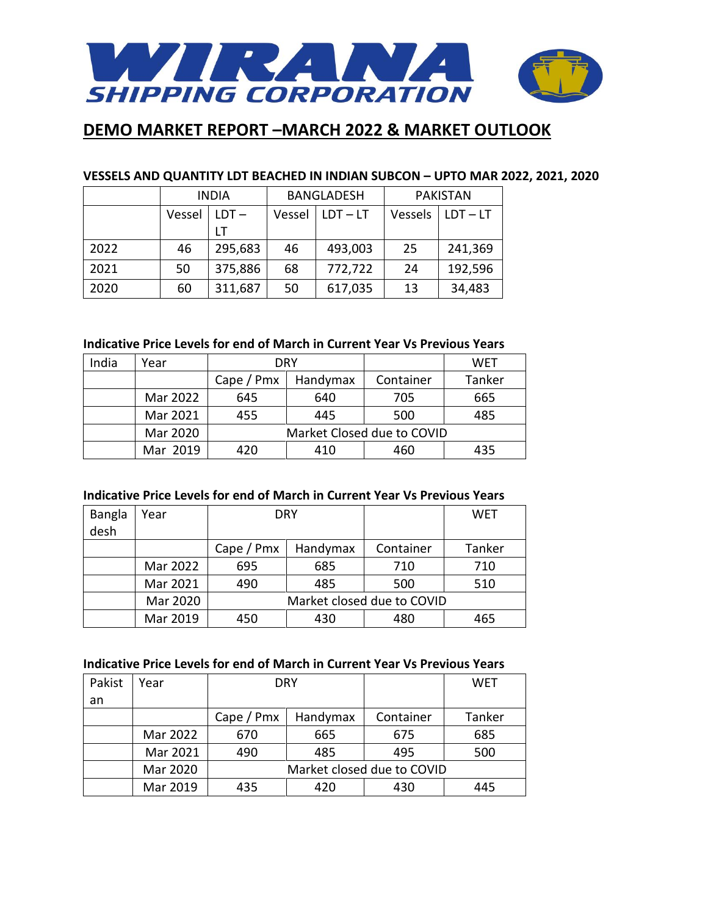# WIRANA SHIPPING CORPORATION

## DEMO MARKET REPORT –MARCH 2022 & MARKET OUTLOOK

### VESSELS AND QUANTITY LDT BEACHED IN INDIAN SUBCON – UPTO MAR 2022, 2021, 2020

| | INDIA | | BANGLADESH | | PAKISTAN | |
|---|---|---|---|---|---|---|
| | Vessel | LDT – LT | Vessel | LDT – LT | Vessels | LDT – LT |
| 2022 | 46 | 295,683 | 46 | 493,003 | 25 | 241,369 |
| 2021 | 50 | 375,886 | 68 | 772,722 | 24 | 192,596 |
| 2020 | 60 | 311,687 | 50 | 617,035 | 13 | 34,483 |

### Indicative Price Levels for end of March in Current Year Vs Previous Years

| India | Year | DRY | | | WET |
|---|---|---|---|---|---|
| | | Cape / Pmx | Handymax | Container | Tanker |
| | Mar 2022 | 645 | 640 | 705 | 665 |
| | Mar 2021 | 455 | 445 | 500 | 485 |
| | Mar 2020 | Market Closed due to COVID | | | |
| | Mar 2019 | 420 | 410 | 460 | 435 |

### Indicative Price Levels for end of March in Current Year Vs Previous Years

| Bangladesh | Year | DRY | | | WET |
|---|---|---|---|---|---|
| | | Cape / Pmx | Handymax | Container | Tanker |
| | Mar 2022 | 695 | 685 | 710 | 710 |
| | Mar 2021 | 490 | 485 | 500 | 510 |
| | Mar 2020 | Market closed due to COVID | | | |
| | Mar 2019 | 450 | 430 | 480 | 465 |

### Indicative Price Levels for end of March in Current Year Vs Previous Years

| Pakistan | Year | DRY | | | WET |
|---|---|---|---|---|---|
| | | Cape / Pmx | Handymax | Container | Tanker |
| | Mar 2022 | 670 | 665 | 675 | 685 |
| | Mar 2021 | 490 | 485 | 495 | 500 |
| | Mar 2020 | Market closed due to COVID | | | |
| | Mar 2019 | 435 | 420 | 430 | 445 |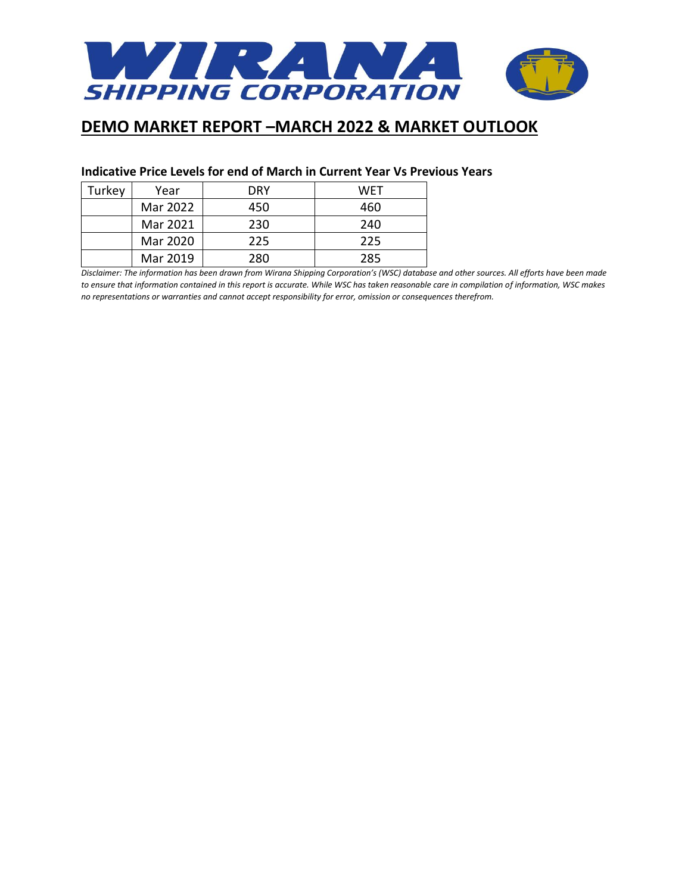# DEMO MARKET REPORT –MARCH 2022 & MARKET OUTLOOK

### Indicative Price Levels for end of March in Current Year Vs Previous Years

| Turkey | Year | DRY | WET |
|---|---|---|---|
| | Mar 2022 | 450 | 460 |
| | Mar 2021 | 230 | 240 |
| | Mar 2020 | 225 | 225 |
| | Mar 2019 | 280 | 285 |

*Disclaimer: The information has been drawn from Wirana Shipping Corporation's (WSC) database and other sources. All efforts have been made to ensure that information contained in this report is accurate. While WSC has taken reasonable care in compilation of information, WSC makes no representations or warranties and cannot accept responsibility for error, omission or consequences therefrom.*